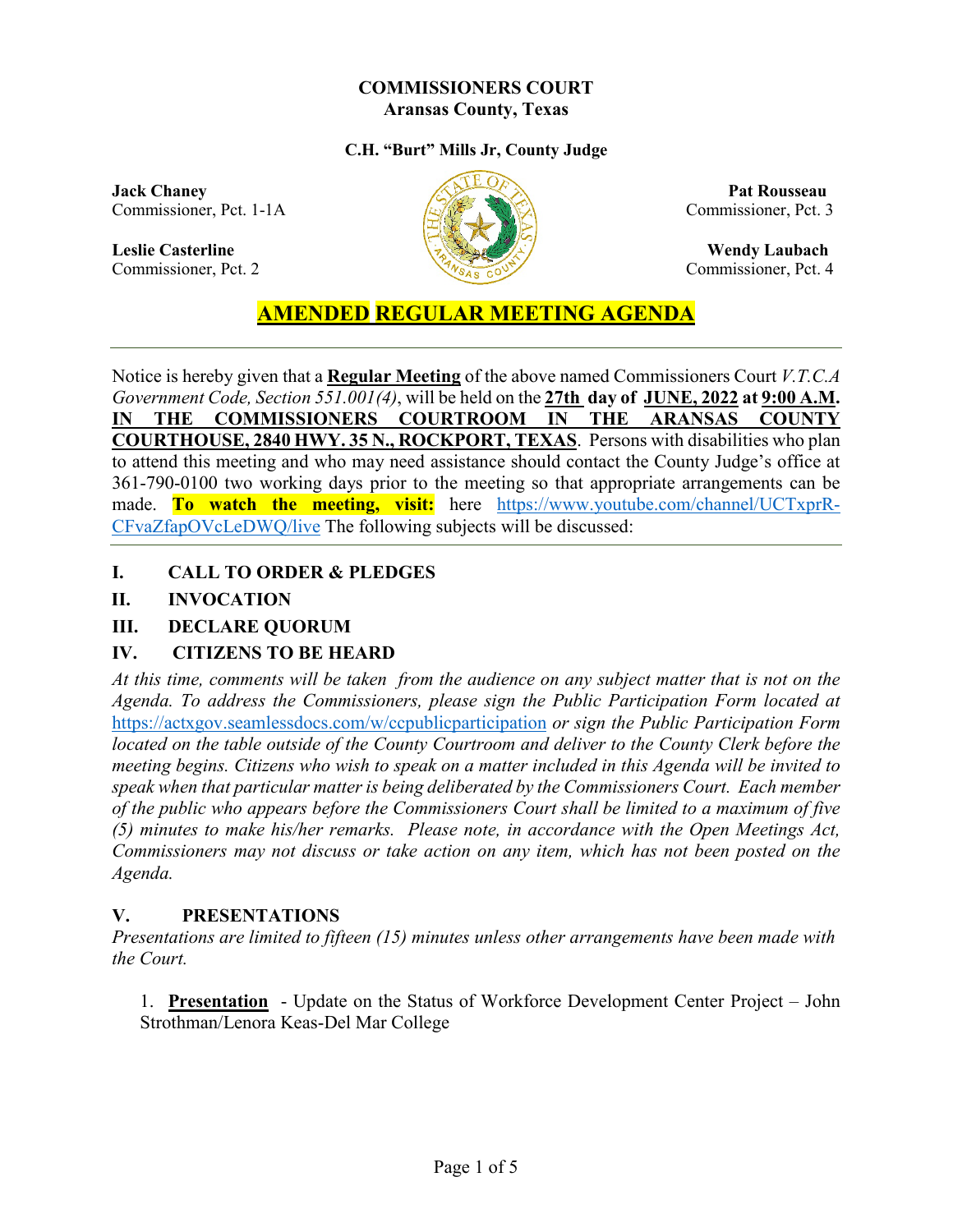**COMMISSIONERS COURT**
**Aransas County, Texas**

**C.H. "Burt" Mills Jr, County Judge**

**Jack Chaney**
Commissioner, Pct. 1-1A

**Pat Rousseau**
Commissioner, Pct. 3

**Leslie Casterline**
Commissioner, Pct. 2

**Wendy Laubach**
Commissioner, Pct. 4

# AMENDED REGULAR MEETING AGENDA

---

Notice is hereby given that a **Regular Meeting** of the above named Commissioners Court *V.T.C.A Government Code, Section 551.001(4)*, will be held on the **27th day of JUNE, 2022 at 9:00 A.M. IN THE COMMISSIONERS COURTROOM IN THE ARANSAS COUNTY COURTHOUSE, 2840 HWY. 35 N., ROCKPORT, TEXAS**. Persons with disabilities who plan to attend this meeting and who may need assistance should contact the County Judge's office at 361-790-0100 two working days prior to the meeting so that appropriate arrangements can be made. **To watch the meeting, visit:** here https://www.youtube.com/channel/UCTxprR-CFvaZfapOVcLeDWQ/live The following subjects will be discussed:

---

## I. CALL TO ORDER & PLEDGES

## II. INVOCATION

## III. DECLARE QUORUM

## IV. CITIZENS TO BE HEARD

*At this time, comments will be taken from the audience on any subject matter that is not on the Agenda. To address the Commissioners, please sign the Public Participation Form located at* https://actxgov.seamlessdocs.com/w/ccpublicparticipation *or sign the Public Participation Form located on the table outside of the County Courtroom and deliver to the County Clerk before the meeting begins. Citizens who wish to speak on a matter included in this Agenda will be invited to speak when that particular matter is being deliberated by the Commissioners Court. Each member of the public who appears before the Commissioners Court shall be limited to a maximum of five (5) minutes to make his/her remarks. Please note, in accordance with the Open Meetings Act, Commissioners may not discuss or take action on any item, which has not been posted on the Agenda.*

## V. PRESENTATIONS

*Presentations are limited to fifteen (15) minutes unless other arrangements have been made with the Court.*

1. **Presentation** - Update on the Status of Workforce Development Center Project – John Strothman/Lenora Keas-Del Mar College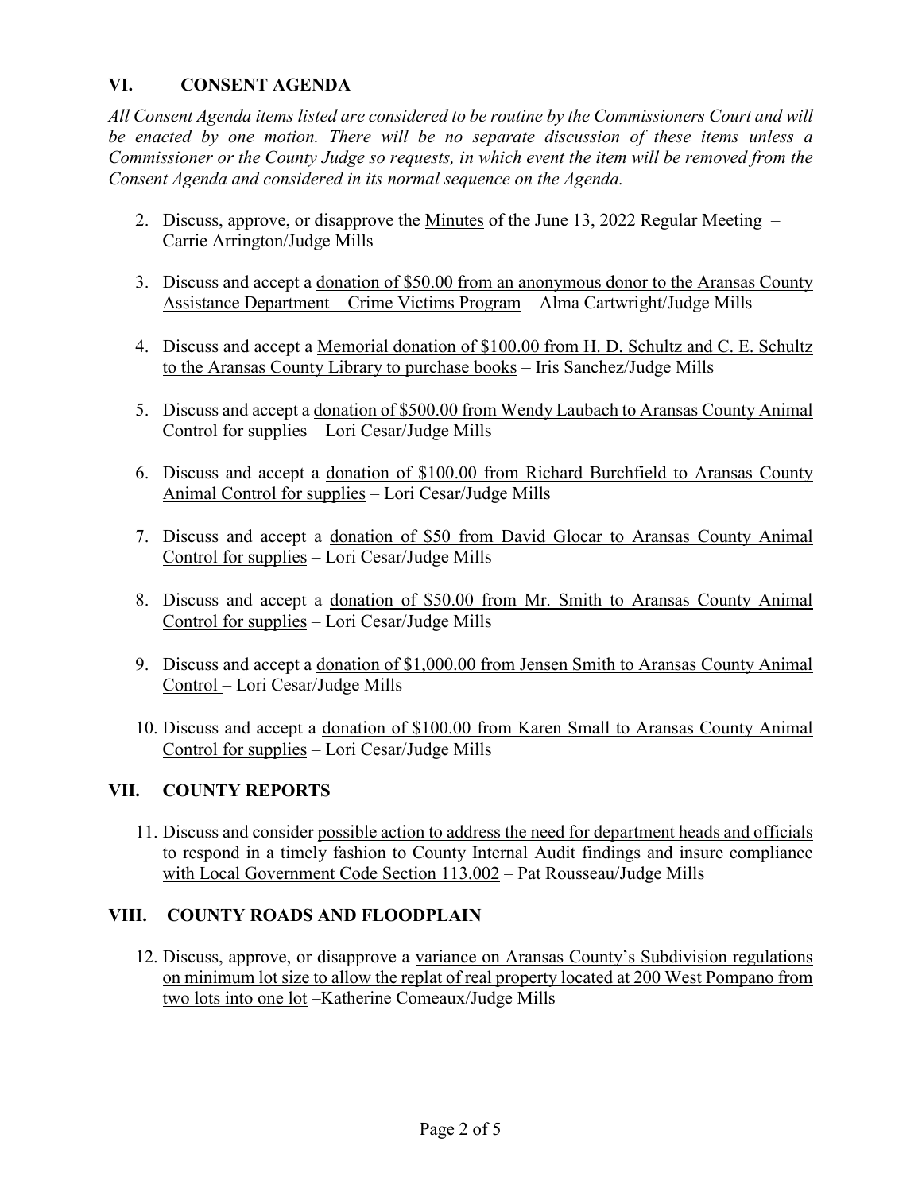## VI. CONSENT AGENDA

*All Consent Agenda items listed are considered to be routine by the Commissioners Court and will be enacted by one motion. There will be no separate discussion of these items unless a Commissioner or the County Judge so requests, in which event the item will be removed from the Consent Agenda and considered in its normal sequence on the Agenda.*

2. Discuss, approve, or disapprove the <u>Minutes</u> of the June 13, 2022 Regular Meeting – Carrie Arrington/Judge Mills

3. Discuss and accept a <u>donation of $50.00 from an anonymous donor to the Aransas County Assistance Department – Crime Victims Program</u> – Alma Cartwright/Judge Mills

4. Discuss and accept a <u>Memorial donation of $100.00 from H. D. Schultz and C. E. Schultz to the Aransas County Library to purchase books</u> – Iris Sanchez/Judge Mills

5. Discuss and accept a <u>donation of $500.00 from Wendy Laubach to Aransas County Animal Control for supplies</u> – Lori Cesar/Judge Mills

6. Discuss and accept a <u>donation of $100.00 from Richard Burchfield to Aransas County Animal Control for supplies</u> – Lori Cesar/Judge Mills

7. Discuss and accept a <u>donation of $50 from David Glocar to Aransas County Animal Control for supplies</u> – Lori Cesar/Judge Mills

8. Discuss and accept a <u>donation of $50.00 from Mr. Smith to Aransas County Animal Control for supplies</u> – Lori Cesar/Judge Mills

9. Discuss and accept a <u>donation of $1,000.00 from Jensen Smith to Aransas County Animal Control</u> – Lori Cesar/Judge Mills

10. Discuss and accept a <u>donation of $100.00 from Karen Small to Aransas County Animal Control for supplies</u> – Lori Cesar/Judge Mills

## VII. COUNTY REPORTS

11. Discuss and consider <u>possible action to address the need for department heads and officials to respond in a timely fashion to County Internal Audit findings and insure compliance with Local Government Code Section 113.002</u> – Pat Rousseau/Judge Mills

## VIII. COUNTY ROADS AND FLOODPLAIN

12. Discuss, approve, or disapprove a <u>variance on Aransas County's Subdivision regulations on minimum lot size to allow the replat of real property located at 200 West Pompano from two lots into one lot</u> –Katherine Comeaux/Judge Mills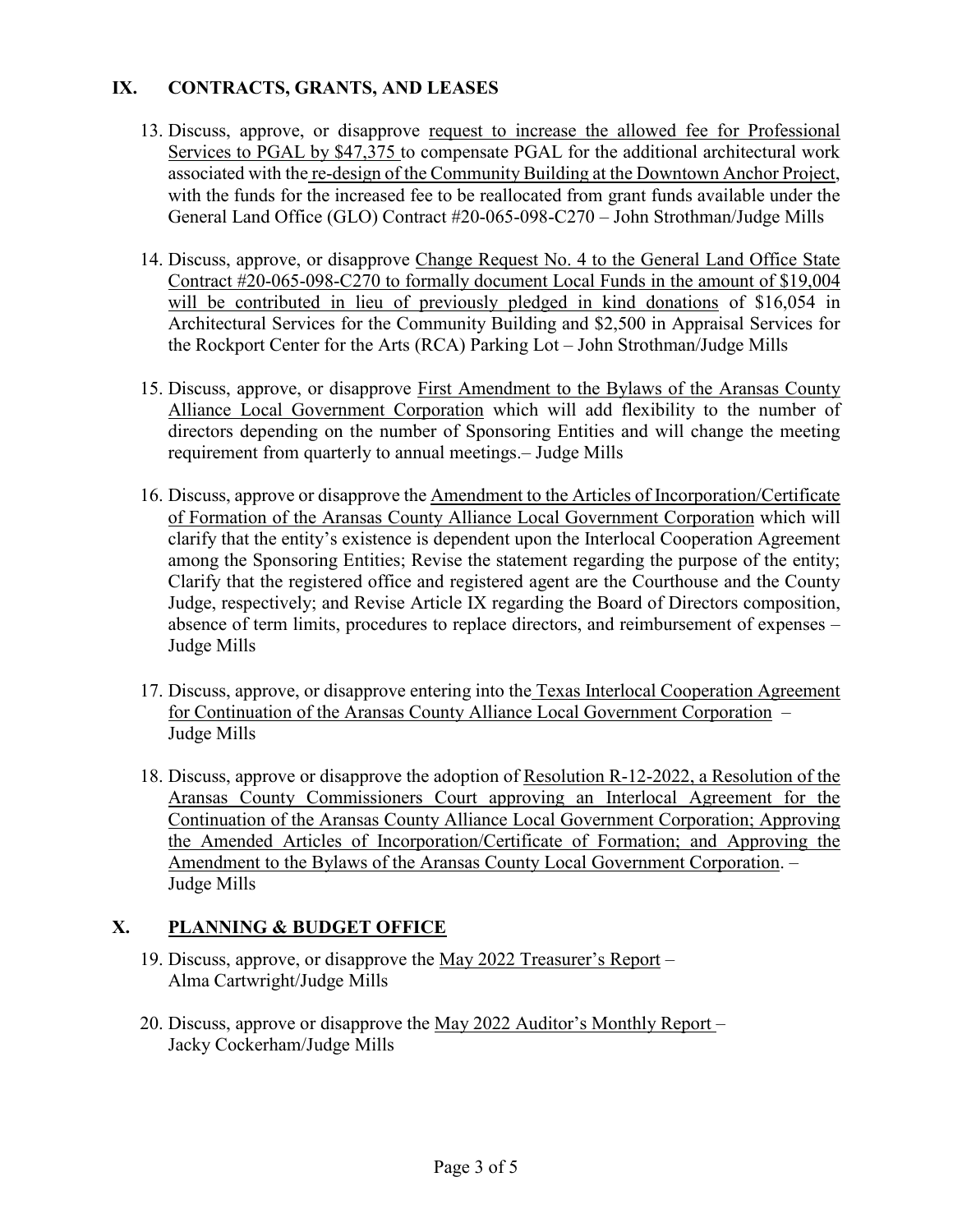## IX. CONTRACTS, GRANTS, AND LEASES

13. Discuss, approve, or disapprove request to increase the allowed fee for Professional Services to PGAL by $47,375 to compensate PGAL for the additional architectural work associated with the re-design of the Community Building at the Downtown Anchor Project, with the funds for the increased fee to be reallocated from grant funds available under the General Land Office (GLO) Contract #20-065-098-C270 – John Strothman/Judge Mills

14. Discuss, approve, or disapprove Change Request No. 4 to the General Land Office State Contract #20-065-098-C270 to formally document Local Funds in the amount of $19,004 will be contributed in lieu of previously pledged in kind donations of $16,054 in Architectural Services for the Community Building and $2,500 in Appraisal Services for the Rockport Center for the Arts (RCA) Parking Lot – John Strothman/Judge Mills

15. Discuss, approve, or disapprove First Amendment to the Bylaws of the Aransas County Alliance Local Government Corporation which will add flexibility to the number of directors depending on the number of Sponsoring Entities and will change the meeting requirement from quarterly to annual meetings.– Judge Mills

16. Discuss, approve or disapprove the Amendment to the Articles of Incorporation/Certificate of Formation of the Aransas County Alliance Local Government Corporation which will clarify that the entity's existence is dependent upon the Interlocal Cooperation Agreement among the Sponsoring Entities; Revise the statement regarding the purpose of the entity; Clarify that the registered office and registered agent are the Courthouse and the County Judge, respectively; and Revise Article IX regarding the Board of Directors composition, absence of term limits, procedures to replace directors, and reimbursement of expenses – Judge Mills

17. Discuss, approve, or disapprove entering into the Texas Interlocal Cooperation Agreement for Continuation of the Aransas County Alliance Local Government Corporation – Judge Mills

18. Discuss, approve or disapprove the adoption of Resolution R-12-2022, a Resolution of the Aransas County Commissioners Court approving an Interlocal Agreement for the Continuation of the Aransas County Alliance Local Government Corporation; Approving the Amended Articles of Incorporation/Certificate of Formation; and Approving the Amendment to the Bylaws of the Aransas County Local Government Corporation. – Judge Mills

## X. PLANNING & BUDGET OFFICE

19. Discuss, approve, or disapprove the May 2022 Treasurer's Report – Alma Cartwright/Judge Mills

20. Discuss, approve or disapprove the May 2022 Auditor's Monthly Report – Jacky Cockerham/Judge Mills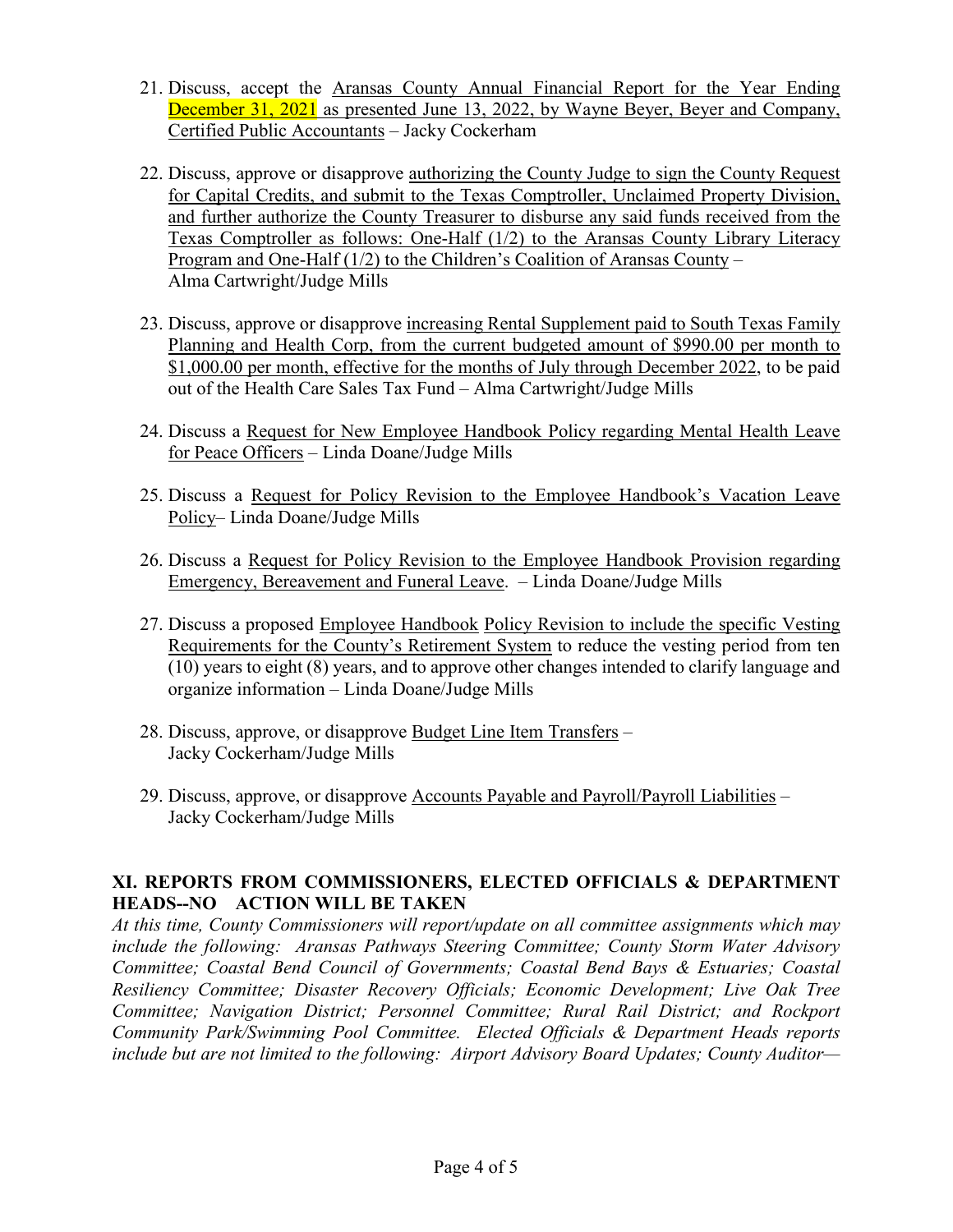21. Discuss, accept the Aransas County Annual Financial Report for the Year Ending December 31, 2021 as presented June 13, 2022, by Wayne Beyer, Beyer and Company, Certified Public Accountants – Jacky Cockerham

22. Discuss, approve or disapprove authorizing the County Judge to sign the County Request for Capital Credits, and submit to the Texas Comptroller, Unclaimed Property Division, and further authorize the County Treasurer to disburse any said funds received from the Texas Comptroller as follows: One-Half (1/2) to the Aransas County Library Literacy Program and One-Half (1/2) to the Children's Coalition of Aransas County – Alma Cartwright/Judge Mills

23. Discuss, approve or disapprove increasing Rental Supplement paid to South Texas Family Planning and Health Corp, from the current budgeted amount of $990.00 per month to $1,000.00 per month, effective for the months of July through December 2022, to be paid out of the Health Care Sales Tax Fund – Alma Cartwright/Judge Mills

24. Discuss a Request for New Employee Handbook Policy regarding Mental Health Leave for Peace Officers – Linda Doane/Judge Mills

25. Discuss a Request for Policy Revision to the Employee Handbook's Vacation Leave Policy– Linda Doane/Judge Mills

26. Discuss a Request for Policy Revision to the Employee Handbook Provision regarding Emergency, Bereavement and Funeral Leave. – Linda Doane/Judge Mills

27. Discuss a proposed Employee Handbook Policy Revision to include the specific Vesting Requirements for the County's Retirement System to reduce the vesting period from ten (10) years to eight (8) years, and to approve other changes intended to clarify language and organize information – Linda Doane/Judge Mills

28. Discuss, approve, or disapprove Budget Line Item Transfers – Jacky Cockerham/Judge Mills

29. Discuss, approve, or disapprove Accounts Payable and Payroll/Payroll Liabilities – Jacky Cockerham/Judge Mills

## XI. REPORTS FROM COMMISSIONERS, ELECTED OFFICIALS & DEPARTMENT HEADS--NO ACTION WILL BE TAKEN

*At this time, County Commissioners will report/update on all committee assignments which may include the following: Aransas Pathways Steering Committee; County Storm Water Advisory Committee; Coastal Bend Council of Governments; Coastal Bend Bays & Estuaries; Coastal Resiliency Committee; Disaster Recovery Officials; Economic Development; Live Oak Tree Committee; Navigation District; Personnel Committee; Rural Rail District; and Rockport Community Park/Swimming Pool Committee. Elected Officials & Department Heads reports include but are not limited to the following: Airport Advisory Board Updates; County Auditor—*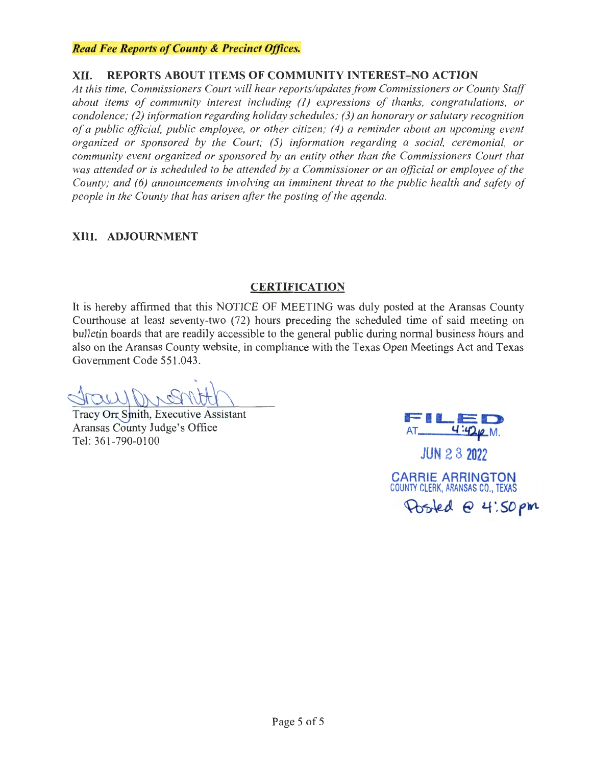***Read Fee Reports of County & Precinct Offices.***

## XII. REPORTS ABOUT ITEMS OF COMMUNITY INTEREST–NO ACTION

*At this time, Commissioners Court will hear reports/updates from Commissioners or County Staff about items of community interest including (1) expressions of thanks, congratulations, or condolence; (2) information regarding holiday schedules; (3) an honorary or salutary recognition of a public official, public employee, or other citizen; (4) a reminder about an upcoming event organized or sponsored by the Court; (5) information regarding a social, ceremonial, or community event organized or sponsored by an entity other than the Commissioners Court that was attended or is scheduled to be attended by a Commissioner or an official or employee of the County; and (6) announcements involving an imminent threat to the public health and safety of people in the County that has arisen after the posting of the agenda.*

## XIII. ADJOURNMENT

## CERTIFICATION

It is hereby affirmed that this NOTICE OF MEETING was duly posted at the Aransas County Courthouse at least seventy-two (72) hours preceding the scheduled time of said meeting on bulletin boards that are readily accessible to the general public during normal business hours and also on the Aransas County website, in compliance with the Texas Open Meetings Act and Texas Government Code 551.043.

Tracy Orr Smith

Tracy Orr Smith, Executive Assistant
Aransas County Judge's Office
Tel: 361-790-0100

FILED
AT 4:42p M.
JUN 23 2022
CARRIE ARRINGTON
COUNTY CLERK, ARANSAS CO., TEXAS
Posted @ 4:50pm